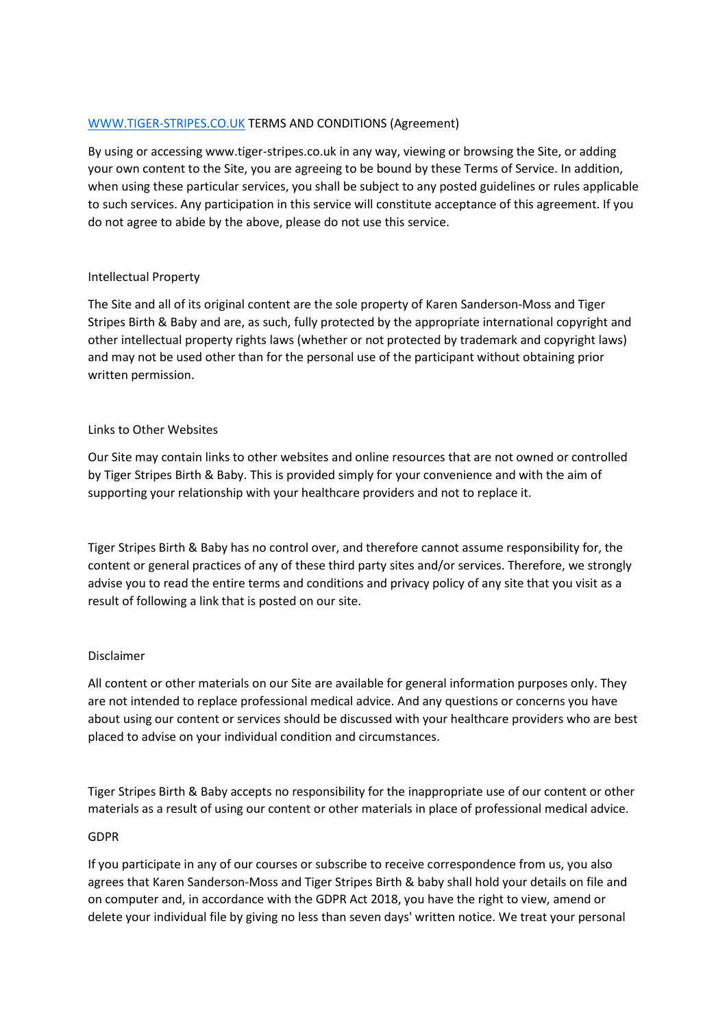# [WWW.TIGER-STRIPES.CO.UK](http://WWW.TIGER-STRIPES.CO.UK) TERMS AND CONDITIONS (Agreement)

By using or accessing www.tiger-stripes.co.uk in any way, viewing or browsing the Site, or adding your own content to the Site, you are agreeing to be bound by these Terms of Service. In addition, when using these particular services, you shall be subject to any posted guidelines or rules applicable to such services. Any participation in this service will constitute acceptance of this agreement. If you do not agree to abide by the above, please do not use this service.

## Intellectual Property

The Site and all of its original content are the sole property of Karen Sanderson-Moss and Tiger Stripes Birth & Baby and are, as such, fully protected by the appropriate international copyright and other intellectual property rights laws (whether or not protected by trademark and copyright laws) and may not be used other than for the personal use of the participant without obtaining prior written permission.

## Links to Other Websites

Our Site may contain links to other websites and online resources that are not owned or controlled by Tiger Stripes Birth & Baby. This is provided simply for your convenience and with the aim of supporting your relationship with your healthcare providers and not to replace it.

Tiger Stripes Birth & Baby has no control over, and therefore cannot assume responsibility for, the content or general practices of any of these third party sites and/or services. Therefore, we strongly advise you to read the entire terms and conditions and privacy policy of any site that you visit as a result of following a link that is posted on our site.

## Disclaimer

All content or other materials on our Site are available for general information purposes only. They are not intended to replace professional medical advice. And any questions or concerns you have about using our content or services should be discussed with your healthcare providers who are best placed to advise on your individual condition and circumstances.

Tiger Stripes Birth & Baby accepts no responsibility for the inappropriate use of our content or other materials as a result of using our content or other materials in place of professional medical advice.

## GDPR

If you participate in any of our courses or subscribe to receive correspondence from us, you also agrees that Karen Sanderson-Moss and Tiger Stripes Birth & baby shall hold your details on file and on computer and, in accordance with the GDPR Act 2018, you have the right to view, amend or delete your individual file by giving no less than seven days' written notice. We treat your personal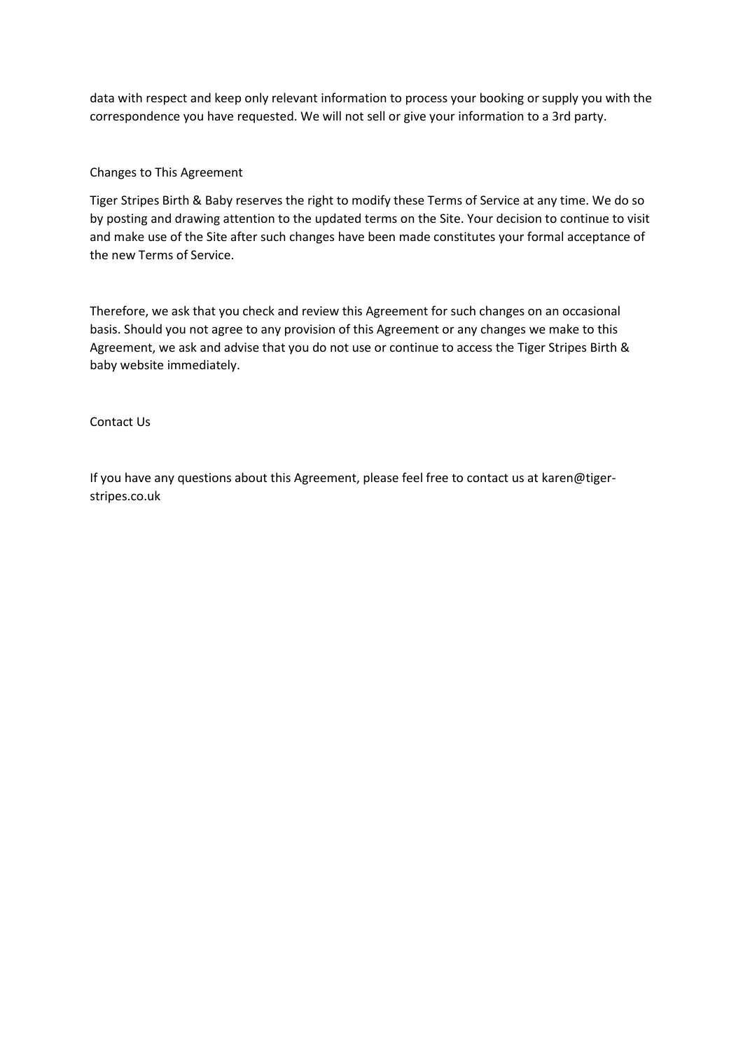data with respect and keep only relevant information to process your booking or supply you with the correspondence you have requested. We will not sell or give your information to a 3rd party.

## Changes to This Agreement

Tiger Stripes Birth & Baby reserves the right to modify these Terms of Service at any time. We do so by posting and drawing attention to the updated terms on the Site. Your decision to continue to visit and make use of the Site after such changes have been made constitutes your formal acceptance of the new Terms of Service.

Therefore, we ask that you check and review this Agreement for such changes on an occasional basis. Should you not agree to any provision of this Agreement or any changes we make to this Agreement, we ask and advise that you do not use or continue to access the Tiger Stripes Birth & baby website immediately.

## Contact Us

If you have any questions about this Agreement, please feel free to contact us at karen@tiger-stripes.co.uk